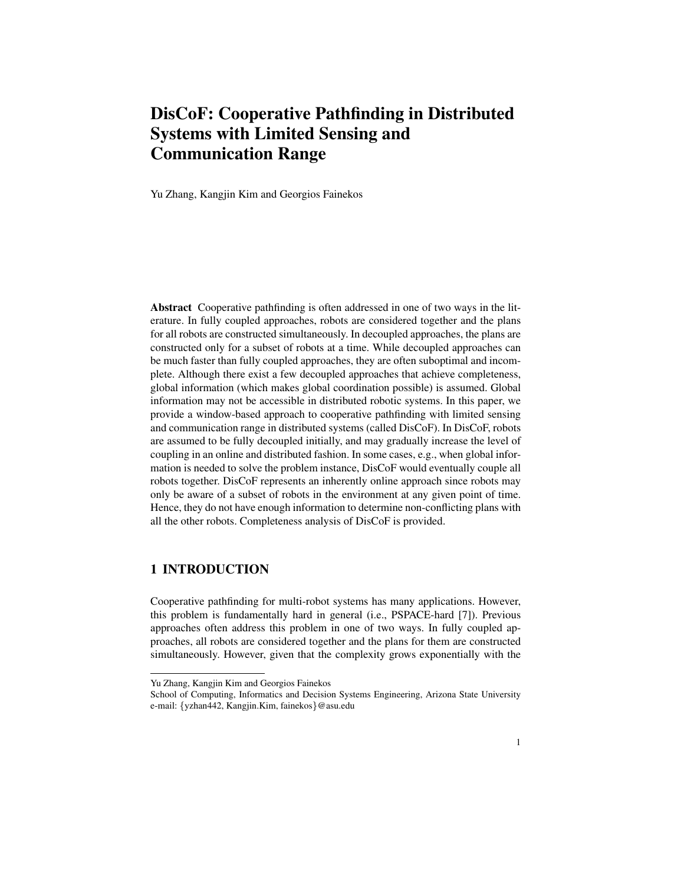# DisCoF: Cooperative Pathfinding in Distributed Systems with Limited Sensing and Communication Range

Yu Zhang, Kangjin Kim and Georgios Fainekos

**Abstract** Cooperative pathfinding is often addressed in one of two ways in the literature. In fully coupled approaches, robots are considered together and the plans for all robots are constructed simultaneously. In decoupled approaches, the plans are constructed only for a subset of robots at a time. While decoupled approaches can be much faster than fully coupled approaches, they are often suboptimal and incomplete. Although there exist a few decoupled approaches that achieve completeness, global information (which makes global coordination possible) is assumed. Global information may not be accessible in distributed robotic systems. In this paper, we provide a window-based approach to cooperative pathfinding with limited sensing and communication range in distributed systems (called DisCoF). In DisCoF, robots are assumed to be fully decoupled initially, and may gradually increase the level of coupling in an online and distributed fashion. In some cases, e.g., when global information is needed to solve the problem instance, DisCoF would eventually couple all robots together. DisCoF represents an inherently online approach since robots may only be aware of a subset of robots in the environment at any given point of time. Hence, they do not have enough information to determine non-conflicting plans with all the other robots. Completeness analysis of DisCoF is provided.

## 1 INTRODUCTION

Cooperative pathfinding for multi-robot systems has many applications. However, this problem is fundamentally hard in general (i.e., PSPACE-hard [7]). Previous approaches often address this problem in one of two ways. In fully coupled approaches, all robots are considered together and the plans for them are constructed simultaneously. However, given that the complexity grows exponentially with the

---

Yu Zhang, Kangjin Kim and Georgios Fainekos
School of Computing, Informatics and Decision Systems Engineering, Arizona State University
e-mail: {yzhan442, Kangjin.Kim, fainekos}@asu.edu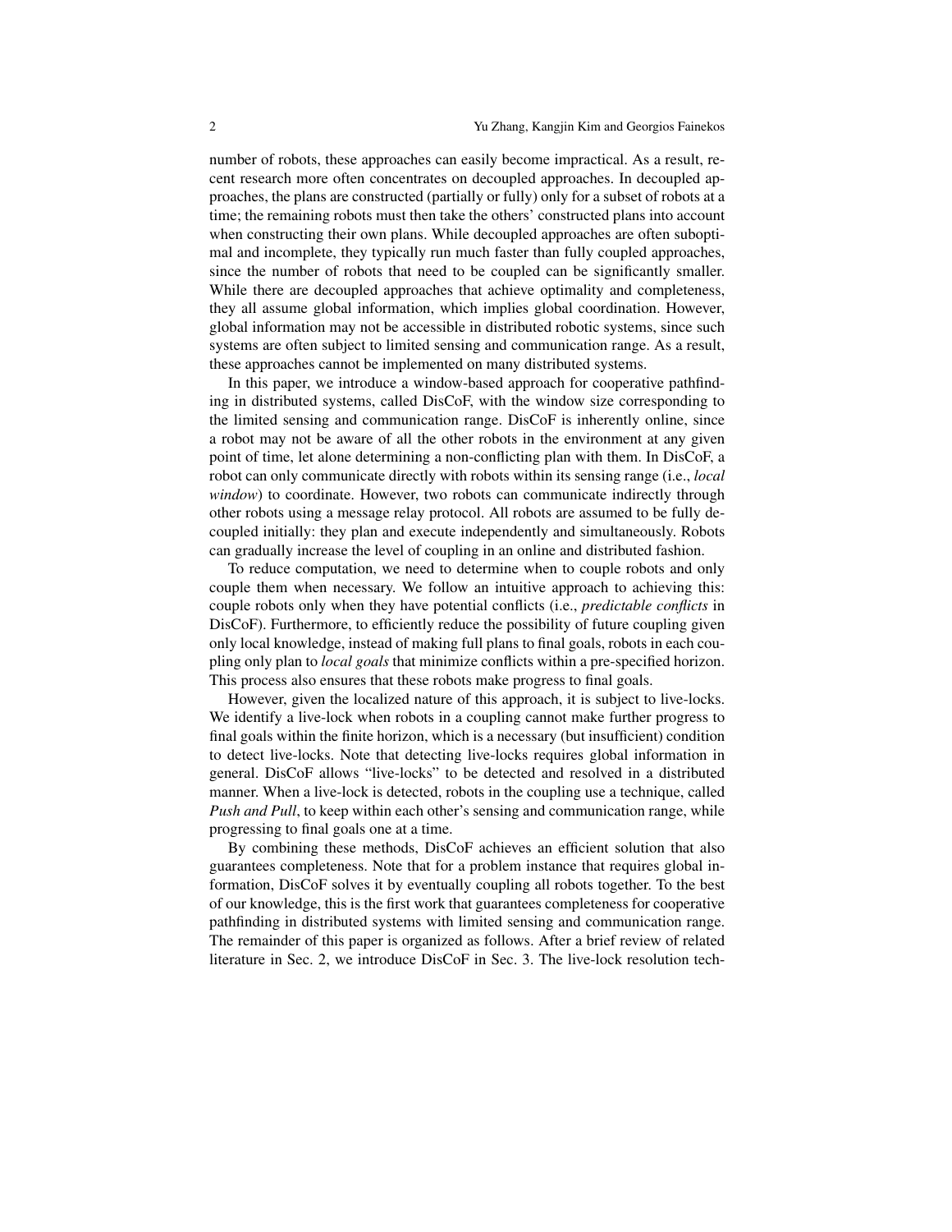number of robots, these approaches can easily become impractical. As a result, recent research more often concentrates on decoupled approaches. In decoupled approaches, the plans are constructed (partially or fully) only for a subset of robots at a time; the remaining robots must then take the others' constructed plans into account when constructing their own plans. While decoupled approaches are often suboptimal and incomplete, they typically run much faster than fully coupled approaches, since the number of robots that need to be coupled can be significantly smaller. While there are decoupled approaches that achieve optimality and completeness, they all assume global information, which implies global coordination. However, global information may not be accessible in distributed robotic systems, since such systems are often subject to limited sensing and communication range. As a result, these approaches cannot be implemented on many distributed systems.

In this paper, we introduce a window-based approach for cooperative pathfinding in distributed systems, called DisCoF, with the window size corresponding to the limited sensing and communication range. DisCoF is inherently online, since a robot may not be aware of all the other robots in the environment at any given point of time, let alone determining a non-conflicting plan with them. In DisCoF, a robot can only communicate directly with robots within its sensing range (i.e., *local window*) to coordinate. However, two robots can communicate indirectly through other robots using a message relay protocol. All robots are assumed to be fully decoupled initially: they plan and execute independently and simultaneously. Robots can gradually increase the level of coupling in an online and distributed fashion.

To reduce computation, we need to determine when to couple robots and only couple them when necessary. We follow an intuitive approach to achieving this: couple robots only when they have potential conflicts (i.e., *predictable conflicts* in DisCoF). Furthermore, to efficiently reduce the possibility of future coupling given only local knowledge, instead of making full plans to final goals, robots in each coupling only plan to *local goals* that minimize conflicts within a pre-specified horizon. This process also ensures that these robots make progress to final goals.

However, given the localized nature of this approach, it is subject to live-locks. We identify a live-lock when robots in a coupling cannot make further progress to final goals within the finite horizon, which is a necessary (but insufficient) condition to detect live-locks. Note that detecting live-locks requires global information in general. DisCoF allows "live-locks" to be detected and resolved in a distributed manner. When a live-lock is detected, robots in the coupling use a technique, called *Push and Pull*, to keep within each other's sensing and communication range, while progressing to final goals one at a time.

By combining these methods, DisCoF achieves an efficient solution that also guarantees completeness. Note that for a problem instance that requires global information, DisCoF solves it by eventually coupling all robots together. To the best of our knowledge, this is the first work that guarantees completeness for cooperative pathfinding in distributed systems with limited sensing and communication range. The remainder of this paper is organized as follows. After a brief review of related literature in Sec. 2, we introduce DisCoF in Sec. 3. The live-lock resolution tech-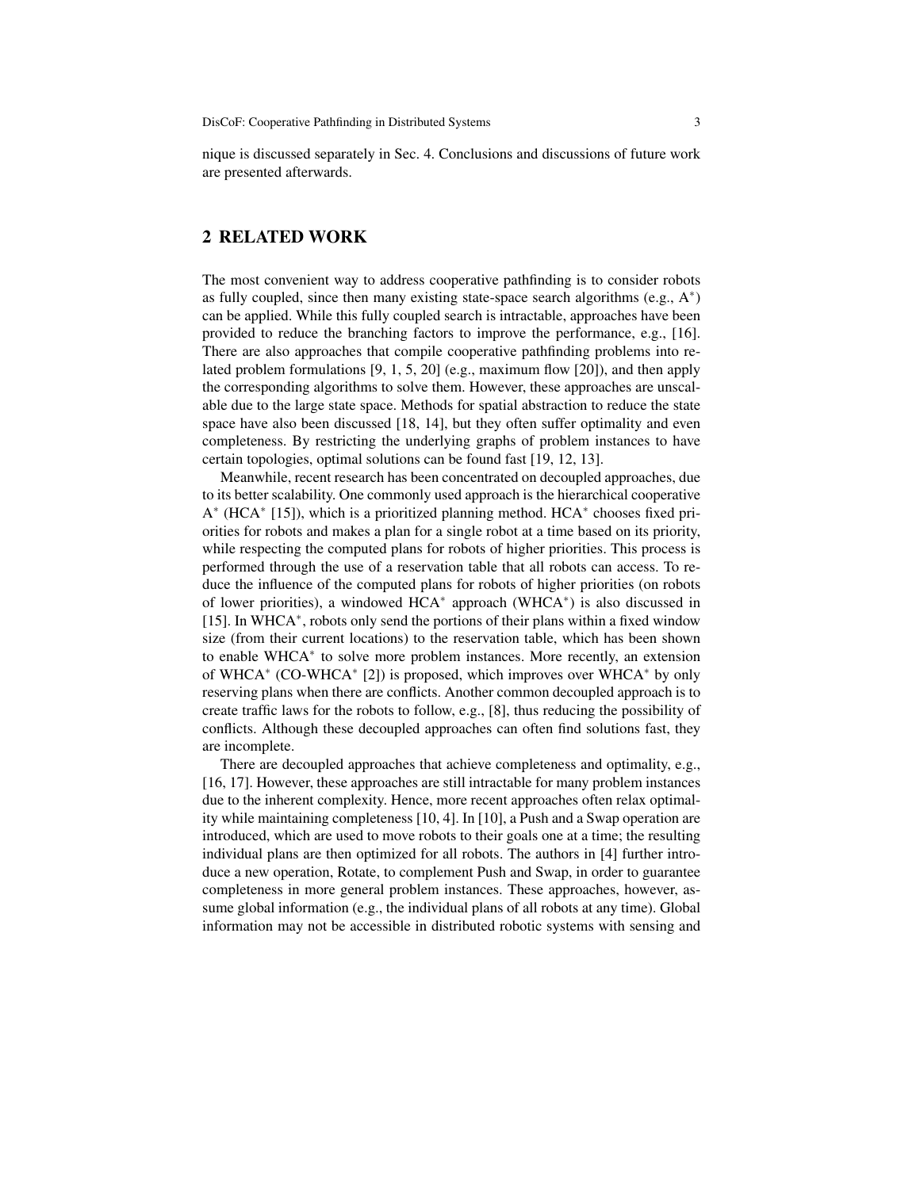nique is discussed separately in Sec. 4. Conclusions and discussions of future work are presented afterwards.

## 2 RELATED WORK

The most convenient way to address cooperative pathfinding is to consider robots as fully coupled, since then many existing state-space search algorithms (e.g., $A^*$) can be applied. While this fully coupled search is intractable, approaches have been provided to reduce the branching factors to improve the performance, e.g., [16]. There are also approaches that compile cooperative pathfinding problems into related problem formulations [9, 1, 5, 20] (e.g., maximum flow [20]), and then apply the corresponding algorithms to solve them. However, these approaches are unscalable due to the large state space. Methods for spatial abstraction to reduce the state space have also been discussed [18, 14], but they often suffer optimality and even completeness. By restricting the underlying graphs of problem instances to have certain topologies, optimal solutions can be found fast [19, 12, 13].

Meanwhile, recent research has been concentrated on decoupled approaches, due to its better scalability. One commonly used approach is the hierarchical cooperative $A^*$ ($HCA^*$ [15]), which is a prioritized planning method. $HCA^*$ chooses fixed priorities for robots and makes a plan for a single robot at a time based on its priority, while respecting the computed plans for robots of higher priorities. This process is performed through the use of a reservation table that all robots can access. To reduce the influence of the computed plans for robots of higher priorities (on robots of lower priorities), a windowed $HCA^*$ approach ($WHCA^*$) is also discussed in [15]. In $WHCA^*$, robots only send the portions of their plans within a fixed window size (from their current locations) to the reservation table, which has been shown to enable $WHCA^*$ to solve more problem instances. More recently, an extension of $WHCA^*$ ($CO\text{-}WHCA^*$ [2]) is proposed, which improves over $WHCA^*$ by only reserving plans when there are conflicts. Another common decoupled approach is to create traffic laws for the robots to follow, e.g., [8], thus reducing the possibility of conflicts. Although these decoupled approaches can often find solutions fast, they are incomplete.

There are decoupled approaches that achieve completeness and optimality, e.g., [16, 17]. However, these approaches are still intractable for many problem instances due to the inherent complexity. Hence, more recent approaches often relax optimality while maintaining completeness [10, 4]. In [10], a Push and a Swap operation are introduced, which are used to move robots to their goals one at a time; the resulting individual plans are then optimized for all robots. The authors in [4] further introduce a new operation, Rotate, to complement Push and Swap, in order to guarantee completeness in more general problem instances. These approaches, however, assume global information (e.g., the individual plans of all robots at any time). Global information may not be accessible in distributed robotic systems with sensing and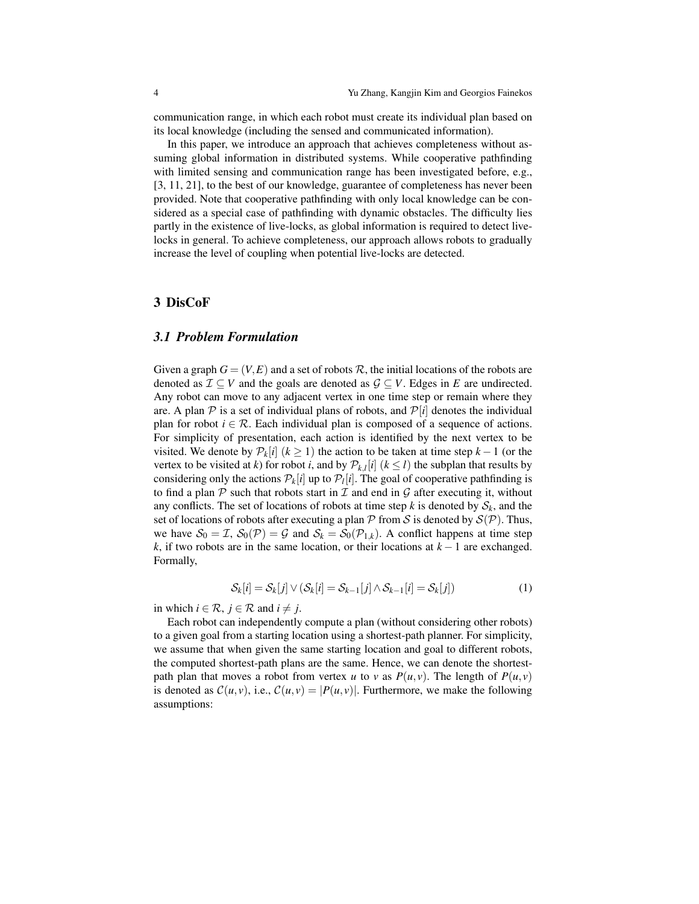communication range, in which each robot must create its individual plan based on its local knowledge (including the sensed and communicated information).

In this paper, we introduce an approach that achieves completeness without assuming global information in distributed systems. While cooperative pathfinding with limited sensing and communication range has been investigated before, e.g., [3, 11, 21], to the best of our knowledge, guarantee of completeness has never been provided. Note that cooperative pathfinding with only local knowledge can be considered as a special case of pathfinding with dynamic obstacles. The difficulty lies partly in the existence of live-locks, as global information is required to detect live-locks in general. To achieve completeness, our approach allows robots to gradually increase the level of coupling when potential live-locks are detected.

## 3 DisCoF

### 3.1 Problem Formulation

Given a graph $G = (V, E)$ and a set of robots $\mathcal{R}$, the initial locations of the robots are denoted as $\mathcal{I} \subseteq V$ and the goals are denoted as $\mathcal{G} \subseteq V$. Edges in $E$ are undirected. Any robot can move to any adjacent vertex in one time step or remain where they are. A plan $\mathcal{P}$ is a set of individual plans of robots, and $\mathcal{P}[i]$ denotes the individual plan for robot $i \in \mathcal{R}$. Each individual plan is composed of a sequence of actions. For simplicity of presentation, each action is identified by the next vertex to be visited. We denote by $\mathcal{P}_k[i]$ $(k \geq 1)$ the action to be taken at time step $k-1$ (or the vertex to be visited at $k$) for robot $i$, and by $\mathcal{P}_{k,l}[i]$ $(k \leq l)$ the subplan that results by considering only the actions $\mathcal{P}_k[i]$ up to $\mathcal{P}_l[i]$. The goal of cooperative pathfinding is to find a plan $\mathcal{P}$ such that robots start in $\mathcal{I}$ and end in $\mathcal{G}$ after executing it, without any conflicts. The set of locations of robots at time step $k$ is denoted by $\mathcal{S}_k$, and the set of locations of robots after executing a plan $\mathcal{P}$ from $\mathcal{S}$ is denoted by $\mathcal{S}(\mathcal{P})$. Thus, we have $\mathcal{S}_0 = \mathcal{I}$, $\mathcal{S}_0(\mathcal{P}) = \mathcal{G}$ and $\mathcal{S}_k = \mathcal{S}_0(\mathcal{P}_{1,k})$. A conflict happens at time step $k$, if two robots are in the same location, or their locations at $k-1$ are exchanged. Formally,

$$\mathcal{S}_k[i] = \mathcal{S}_k[j] \vee (\mathcal{S}_k[i] = \mathcal{S}_{k-1}[j] \wedge \mathcal{S}_{k-1}[i] = \mathcal{S}_k[j]) \tag{1}$$

in which $i \in \mathcal{R}$, $j \in \mathcal{R}$ and $i \neq j$.

Each robot can independently compute a plan (without considering other robots) to a given goal from a starting location using a shortest-path planner. For simplicity, we assume that when given the same starting location and goal to different robots, the computed shortest-path plans are the same. Hence, we can denote the shortest-path plan that moves a robot from vertex $u$ to $v$ as $P(u, v)$. The length of $P(u, v)$ is denoted as $\mathcal{C}(u, v)$, i.e., $\mathcal{C}(u, v) = |P(u, v)|$. Furthermore, we make the following assumptions: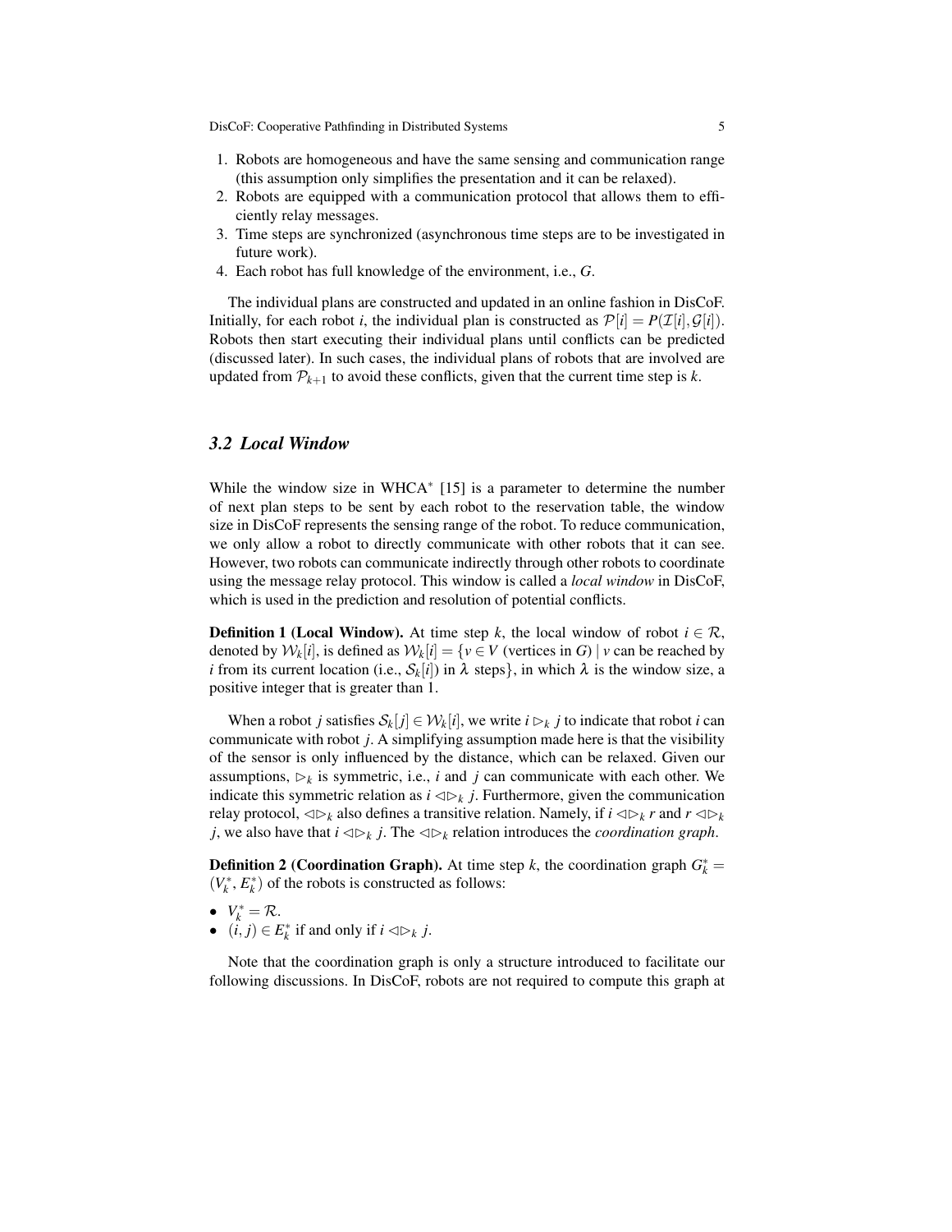1. Robots are homogeneous and have the same sensing and communication range (this assumption only simplifies the presentation and it can be relaxed).
2. Robots are equipped with a communication protocol that allows them to efficiently relay messages.
3. Time steps are synchronized (asynchronous time steps are to be investigated in future work).
4. Each robot has full knowledge of the environment, i.e., $G$.

The individual plans are constructed and updated in an online fashion in DisCoF. Initially, for each robot $i$, the individual plan is constructed as $\mathcal{P}[i] = P(\mathcal{I}[i], \mathcal{G}[i])$. Robots then start executing their individual plans until conflicts can be predicted (discussed later). In such cases, the individual plans of robots that are involved are updated from $\mathcal{P}_{k+1}$ to avoid these conflicts, given that the current time step is $k$.

### 3.2 Local Window

While the window size in WHCA* [15] is a parameter to determine the number of next plan steps to be sent by each robot to the reservation table, the window size in DisCoF represents the sensing range of the robot. To reduce communication, we only allow a robot to directly communicate with other robots that it can see. However, two robots can communicate indirectly through other robots to coordinate using the message relay protocol. This window is called a *local window* in DisCoF, which is used in the prediction and resolution of potential conflicts.

**Definition 1 (Local Window).** At time step $k$, the local window of robot $i \in \mathcal{R}$, denoted by $\mathcal{W}_k[i]$, is defined as $\mathcal{W}_k[i] = \{v \in V$ (vertices in $G$) $\mid v$ can be reached by $i$ from its current location (i.e., $\mathcal{S}_k[i]$) in $\lambda$ steps$\}$, in which $\lambda$ is the window size, a positive integer that is greater than 1.

When a robot $j$ satisfies $\mathcal{S}_k[j] \in \mathcal{W}_k[i]$, we write $i \rhd_k j$ to indicate that robot $i$ can communicate with robot $j$. A simplifying assumption made here is that the visibility of the sensor is only influenced by the distance, which can be relaxed. Given our assumptions, $\rhd_k$ is symmetric, i.e., $i$ and $j$ can communicate with each other. We indicate this symmetric relation as $i \lhd\rhd_k j$. Furthermore, given the communication relay protocol, $\lhd\rhd_k$ also defines a transitive relation. Namely, if $i \lhd\rhd_k r$ and $r \lhd\rhd_k j$, we also have that $i \lhd\rhd_k j$. The $\lhd\rhd_k$ relation introduces the *coordination graph*.

**Definition 2 (Coordination Graph).** At time step $k$, the coordination graph $G_k^* = (V_k^*, E_k^*)$ of the robots is constructed as follows:

- $V_k^* = \mathcal{R}$.
- $(i, j) \in E_k^*$ if and only if $i \lhd\rhd_k j$.

Note that the coordination graph is only a structure introduced to facilitate our following discussions. In DisCoF, robots are not required to compute this graph at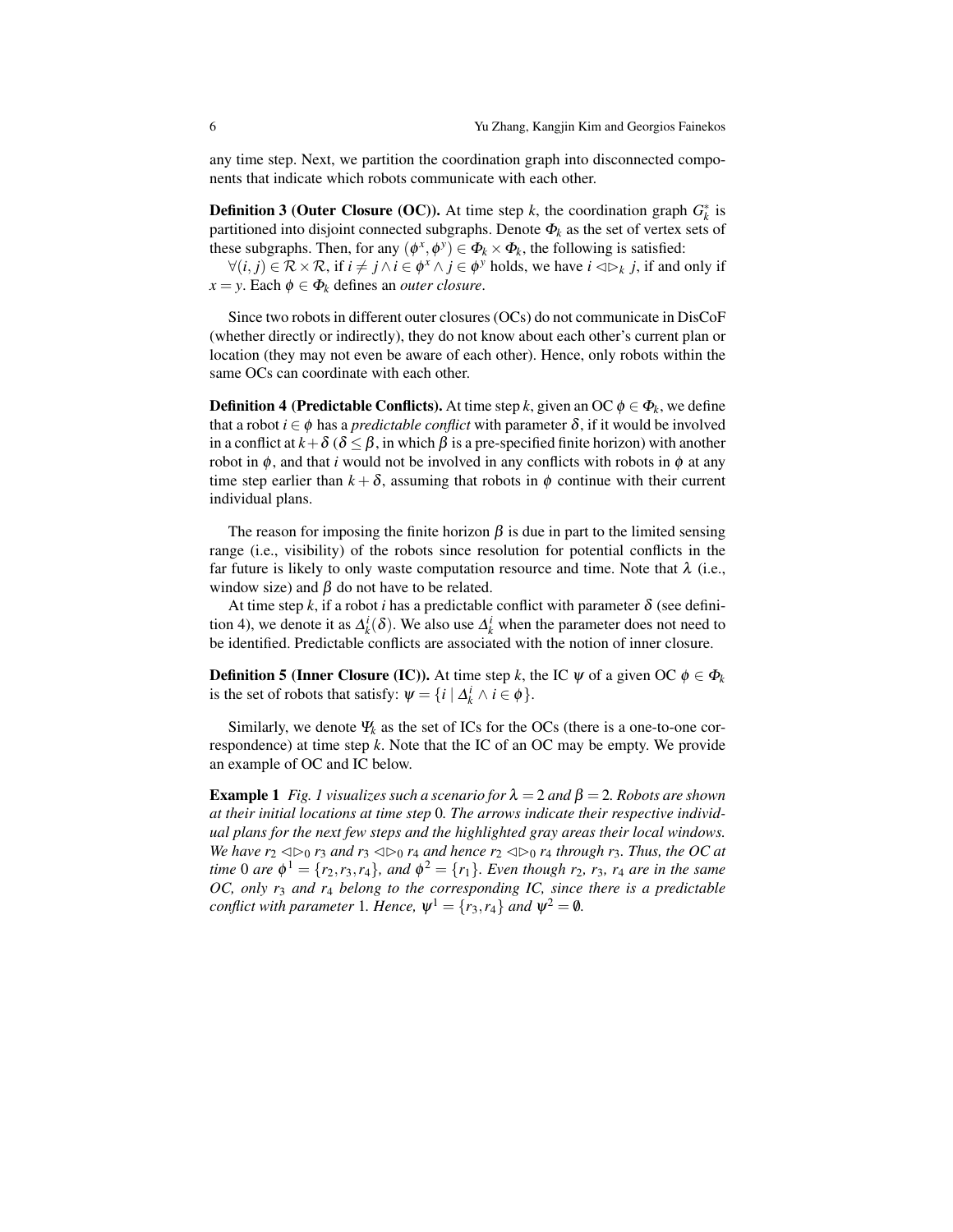any time step. Next, we partition the coordination graph into disconnected components that indicate which robots communicate with each other.

**Definition 3 (Outer Closure (OC)).** At time step $k$, the coordination graph $G_k^*$ is partitioned into disjoint connected subgraphs. Denote $\Phi_k$ as the set of vertex sets of these subgraphs. Then, for any $(\phi^x, \phi^y) \in \Phi_k \times \Phi_k$, the following is satisfied:

$\forall (i, j) \in \mathcal{R} \times \mathcal{R}$, if $i \neq j \wedge i \in \phi^x \wedge j \in \phi^y$ holds, we have $i \lhd\!\rhd_k j$, if and only if $x = y$. Each $\phi \in \Phi_k$ defines an *outer closure*.

Since two robots in different outer closures (OCs) do not communicate in DisCoF (whether directly or indirectly), they do not know about each other's current plan or location (they may not even be aware of each other). Hence, only robots within the same OCs can coordinate with each other.

**Definition 4 (Predictable Conflicts).** At time step $k$, given an OC $\phi \in \Phi_k$, we define that a robot $i \in \phi$ has a *predictable conflict* with parameter $\delta$, if it would be involved in a conflict at $k+\delta$ ($\delta \leq \beta$, in which $\beta$ is a pre-specified finite horizon) with another robot in $\phi$, and that $i$ would not be involved in any conflicts with robots in $\phi$ at any time step earlier than $k+\delta$, assuming that robots in $\phi$ continue with their current individual plans.

The reason for imposing the finite horizon $\beta$ is due in part to the limited sensing range (i.e., visibility) of the robots since resolution for potential conflicts in the far future is likely to only waste computation resource and time. Note that $\lambda$ (i.e., window size) and $\beta$ do not have to be related.

At time step $k$, if a robot $i$ has a predictable conflict with parameter $\delta$ (see definition 4), we denote it as $\Delta_k^i(\delta)$. We also use $\Delta_k^i$ when the parameter does not need to be identified. Predictable conflicts are associated with the notion of inner closure.

**Definition 5 (Inner Closure (IC)).** At time step $k$, the IC $\psi$ of a given OC $\phi \in \Phi_k$ is the set of robots that satisfy: $\psi = \{i \mid \Delta_k^i \wedge i \in \phi\}$.

Similarly, we denote $\Psi_k$ as the set of ICs for the OCs (there is a one-to-one correspondence) at time step $k$. Note that the IC of an OC may be empty. We provide an example of OC and IC below.

**Example 1** *Fig. 1 visualizes such a scenario for $\lambda = 2$ and $\beta = 2$. Robots are shown at their initial locations at time step 0. The arrows indicate their respective individual plans for the next few steps and the highlighted gray areas their local windows. We have $r_2 \lhd\!\rhd_0 r_3$ and $r_3 \lhd\!\rhd_0 r_4$ and hence $r_2 \lhd\!\rhd_0 r_4$ through $r_3$. Thus, the OC at time 0 are $\phi^1 = \{r_2, r_3, r_4\}$, and $\phi^2 = \{r_1\}$. Even though $r_2$, $r_3$, $r_4$ are in the same OC, only $r_3$ and $r_4$ belong to the corresponding IC, since there is a predictable conflict with parameter 1. Hence, $\psi^1 = \{r_3, r_4\}$ and $\psi^2 = \emptyset$.*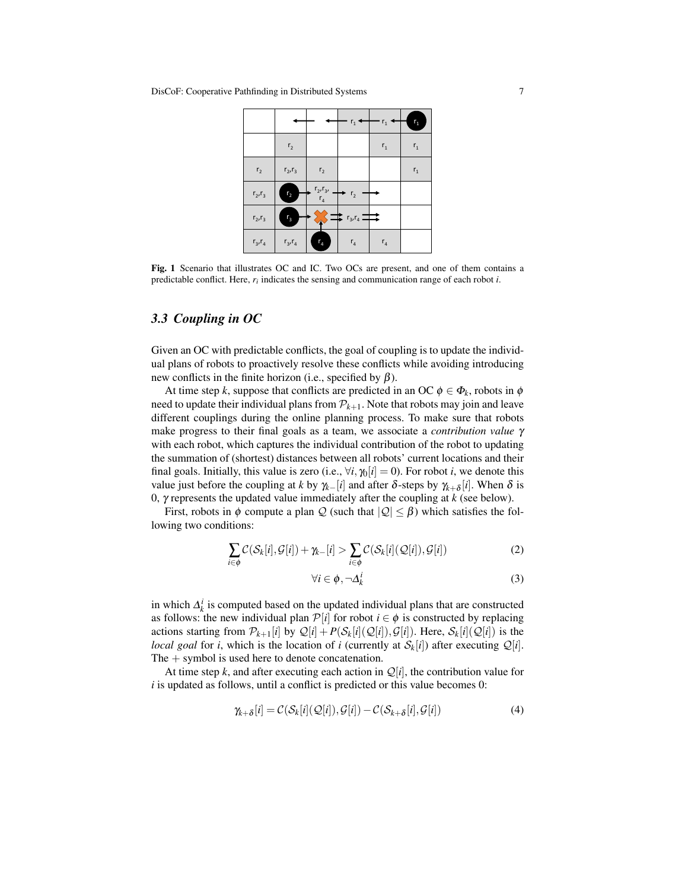**Fig. 1** Scenario that illustrates OC and IC. Two OCs are present, and one of them contains a predictable conflict. Here, $r_i$ indicates the sensing and communication range of each robot $i$.

### 3.3 Coupling in OC

Given an OC with predictable conflicts, the goal of coupling is to update the individual plans of robots to proactively resolve these conflicts while avoiding introducing new conflicts in the finite horizon (i.e., specified by $\beta$).

At time step $k$, suppose that conflicts are predicted in an OC $\phi \in \Phi_k$, robots in $\phi$ need to update their individual plans from $\mathcal{P}_{k+1}$. Note that robots may join and leave different couplings during the online planning process. To make sure that robots make progress to their final goals as a team, we associate a *contribution value* $\gamma$ with each robot, which captures the individual contribution of the robot to updating the summation of (shortest) distances between all robots' current locations and their final goals. Initially, this value is zero (i.e., $\forall i, \gamma_0[i] = 0$). For robot $i$, we denote this value just before the coupling at $k$ by $\gamma_{k-}[i]$ and after $\delta$-steps by $\gamma_{k+\delta}[i]$. When $\delta$ is 0, $\gamma$ represents the updated value immediately after the coupling at $k$ (see below).

First, robots in $\phi$ compute a plan $\mathcal{Q}$ (such that $|\mathcal{Q}| \leq \beta$) which satisfies the following two conditions:

$$\sum_{i \in \phi} \mathcal{C}(\mathcal{S}_k[i], \mathcal{G}[i]) + \gamma_{k-}[i] > \sum_{i \in \phi} \mathcal{C}(\mathcal{S}_k[i](\mathcal{Q}[i]), \mathcal{G}[i]) \tag{2}$$

$$\forall i \in \phi, \neg \Delta_k^i \tag{3}$$

in which $\Delta_k^i$ is computed based on the updated individual plans that are constructed as follows: the new individual plan $\mathcal{P}[i]$ for robot $i \in \phi$ is constructed by replacing actions starting from $\mathcal{P}_{k+1}[i]$ by $\mathcal{Q}[i] + P(\mathcal{S}_k[i](\mathcal{Q}[i]), \mathcal{G}[i])$. Here, $\mathcal{S}_k[i](\mathcal{Q}[i])$ is the *local goal* for $i$, which is the location of $i$ (currently at $\mathcal{S}_k[i]$) after executing $\mathcal{Q}[i]$. The $+$ symbol is used here to denote concatenation.

At time step $k$, and after executing each action in $\mathcal{Q}[i]$, the contribution value for $i$ is updated as follows, until a conflict is predicted or this value becomes 0:

$$\gamma_{k+\delta}[i] = \mathcal{C}(\mathcal{S}_k[i](\mathcal{Q}[i]), \mathcal{G}[i]) - \mathcal{C}(\mathcal{S}_{k+\delta}[i], \mathcal{G}[i]) \tag{4}$$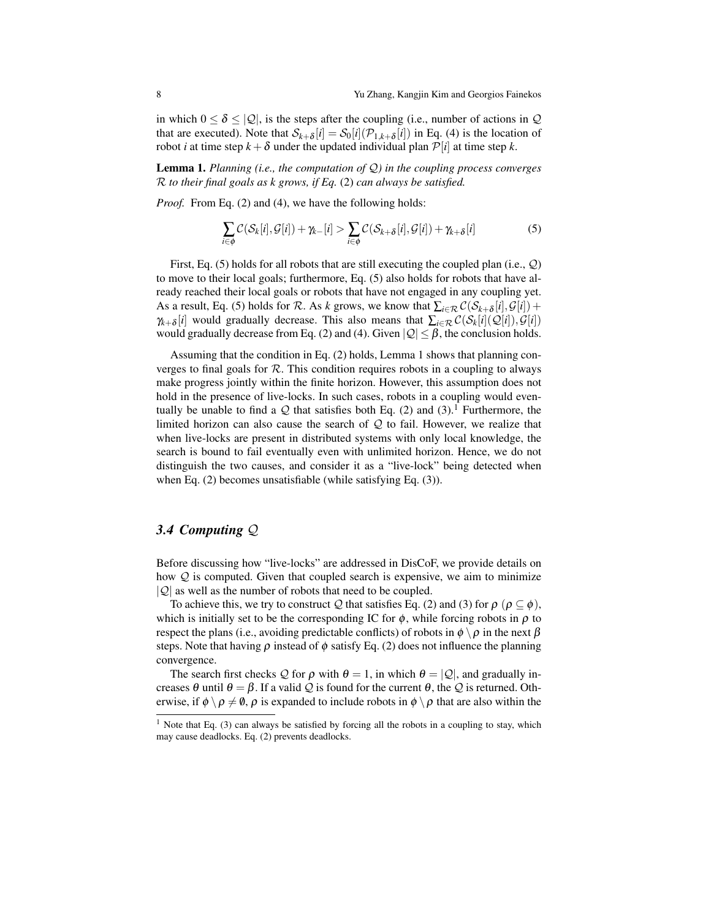in which $0 \leq \delta \leq |\mathcal{Q}|$, is the steps after the coupling (i.e., number of actions in $\mathcal{Q}$ that are executed). Note that $\mathcal{S}_{k+\delta}[i] = \mathcal{S}_0[i](\mathcal{P}_{1,k+\delta}[i])$ in Eq. (4) is the location of robot $i$ at time step $k+\delta$ under the updated individual plan $\mathcal{P}[i]$ at time step $k$.

**Lemma 1.** *Planning (i.e., the computation of $\mathcal{Q}$) in the coupling process converges $\mathcal{R}$ to their final goals as $k$ grows, if Eq.* (2) *can always be satisfied.*

*Proof.* From Eq. (2) and (4), we have the following holds:

$$\sum_{i \in \phi} \mathcal{C}(\mathcal{S}_k[i], \mathcal{G}[i]) + \gamma_{k-}[i] > \sum_{i \in \phi} \mathcal{C}(\mathcal{S}_{k+\delta}[i], \mathcal{G}[i]) + \gamma_{k+\delta}[i] \tag{5}$$

First, Eq. (5) holds for all robots that are still executing the coupled plan (i.e., $\mathcal{Q}$) to move to their local goals; furthermore, Eq. (5) also holds for robots that have already reached their local goals or robots that have not engaged in any coupling yet. As a result, Eq. (5) holds for $\mathcal{R}$. As $k$ grows, we know that $\sum_{i \in \mathcal{R}} \mathcal{C}(\mathcal{S}_{k+\delta}[i], \mathcal{G}[i]) + \gamma_{k+\delta}[i]$ would gradually decrease. This also means that $\sum_{i \in \mathcal{R}} \mathcal{C}(\mathcal{S}_k[i](\mathcal{Q}[i]), \mathcal{G}[i])$ would gradually decrease from Eq. (2) and (4). Given $|\mathcal{Q}| \leq \beta$, the conclusion holds.

Assuming that the condition in Eq. (2) holds, Lemma 1 shows that planning converges to final goals for $\mathcal{R}$. This condition requires robots in a coupling to always make progress jointly within the finite horizon. However, this assumption does not hold in the presence of live-locks. In such cases, robots in a coupling would eventually be unable to find a $\mathcal{Q}$ that satisfies both Eq. (2) and (3).[1] Furthermore, the limited horizon can also cause the search of $\mathcal{Q}$ to fail. However, we realize that when live-locks are present in distributed systems with only local knowledge, the search is bound to fail eventually even with unlimited horizon. Hence, we do not distinguish the two causes, and consider it as a "live-lock" being detected when when Eq. (2) becomes unsatisfiable (while satisfying Eq. (3)).

### 3.4 Computing $\mathcal{Q}$

Before discussing how "live-locks" are addressed in DisCoF, we provide details on how $\mathcal{Q}$ is computed. Given that coupled search is expensive, we aim to minimize $|\mathcal{Q}|$ as well as the number of robots that need to be coupled.

To achieve this, we try to construct $\mathcal{Q}$ that satisfies Eq. (2) and (3) for $\rho$ ($\rho \subseteq \phi$), which is initially set to be the corresponding IC for $\phi$, while forcing robots in $\rho$ to respect the plans (i.e., avoiding predictable conflicts) of robots in $\phi \setminus \rho$ in the next $\beta$ steps. Note that having $\rho$ instead of $\phi$ satisfy Eq. (2) does not influence the planning convergence.

The search first checks $\mathcal{Q}$ for $\rho$ with $\theta = 1$, in which $\theta = |\mathcal{Q}|$, and gradually increases $\theta$ until $\theta = \beta$. If a valid $\mathcal{Q}$ is found for the current $\theta$, the $\mathcal{Q}$ is returned. Otherwise, if $\phi \setminus \rho \neq \emptyset$, $\rho$ is expanded to include robots in $\phi \setminus \rho$ that are also within the

[1] Note that Eq. (3) can always be satisfied by forcing all the robots in a coupling to stay, which may cause deadlocks. Eq. (2) prevents deadlocks.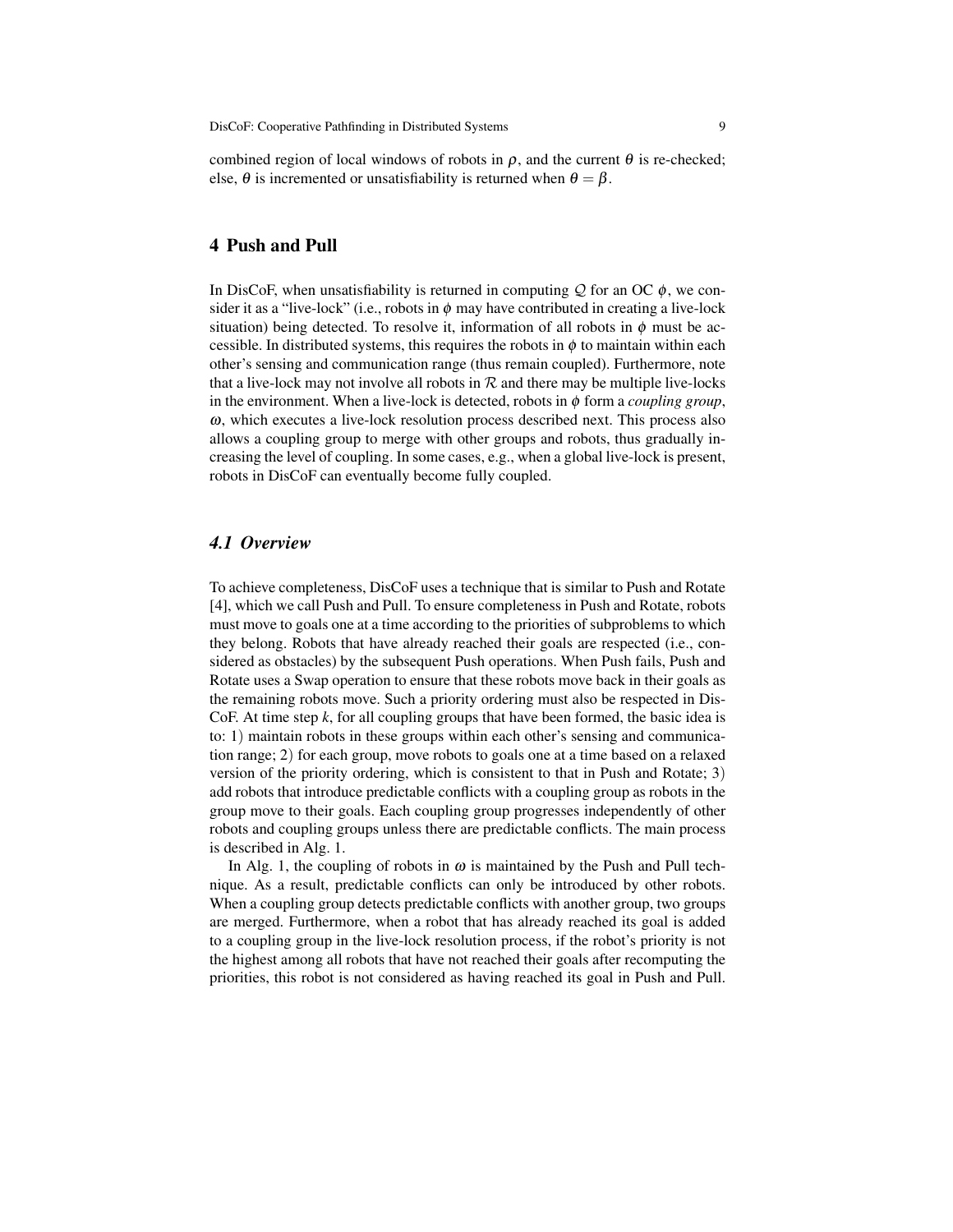combined region of local windows of robots in $\rho$, and the current $\theta$ is re-checked; else, $\theta$ is incremented or unsatisfiability is returned when $\theta = \beta$.

## 4 Push and Pull

In DisCoF, when unsatisfiability is returned in computing $\mathcal{Q}$ for an OC $\phi$, we consider it as a "live-lock" (i.e., robots in $\phi$ may have contributed in creating a live-lock situation) being detected. To resolve it, information of all robots in $\phi$ must be accessible. In distributed systems, this requires the robots in $\phi$ to maintain within each other's sensing and communication range (thus remain coupled). Furthermore, note that a live-lock may not involve all robots in $\mathcal{R}$ and there may be multiple live-locks in the environment. When a live-lock is detected, robots in $\phi$ form a *coupling group*, $\omega$, which executes a live-lock resolution process described next. This process also allows a coupling group to merge with other groups and robots, thus gradually increasing the level of coupling. In some cases, e.g., when a global live-lock is present, robots in DisCoF can eventually become fully coupled.

### *4.1 Overview*

To achieve completeness, DisCoF uses a technique that is similar to Push and Rotate [4], which we call Push and Pull. To ensure completeness in Push and Rotate, robots must move to goals one at a time according to the priorities of subproblems to which they belong. Robots that have already reached their goals are respected (i.e., considered as obstacles) by the subsequent Push operations. When Push fails, Push and Rotate uses a Swap operation to ensure that these robots move back in their goals as the remaining robots move. Such a priority ordering must also be respected in DisCoF. At time step $k$, for all coupling groups that have been formed, the basic idea is to: 1) maintain robots in these groups within each other's sensing and communication range; 2) for each group, move robots to goals one at a time based on a relaxed version of the priority ordering, which is consistent to that in Push and Rotate; 3) add robots that introduce predictable conflicts with a coupling group as robots in the group move to their goals. Each coupling group progresses independently of other robots and coupling groups unless there are predictable conflicts. The main process is described in Alg. 1.

In Alg. 1, the coupling of robots in $\omega$ is maintained by the Push and Pull technique. As a result, predictable conflicts can only be introduced by other robots. When a coupling group detects predictable conflicts with another group, two groups are merged. Furthermore, when a robot that has already reached its goal is added to a coupling group in the live-lock resolution process, if the robot's priority is not the highest among all robots that have not reached their goals after recomputing the priorities, this robot is not considered as having reached its goal in Push and Pull.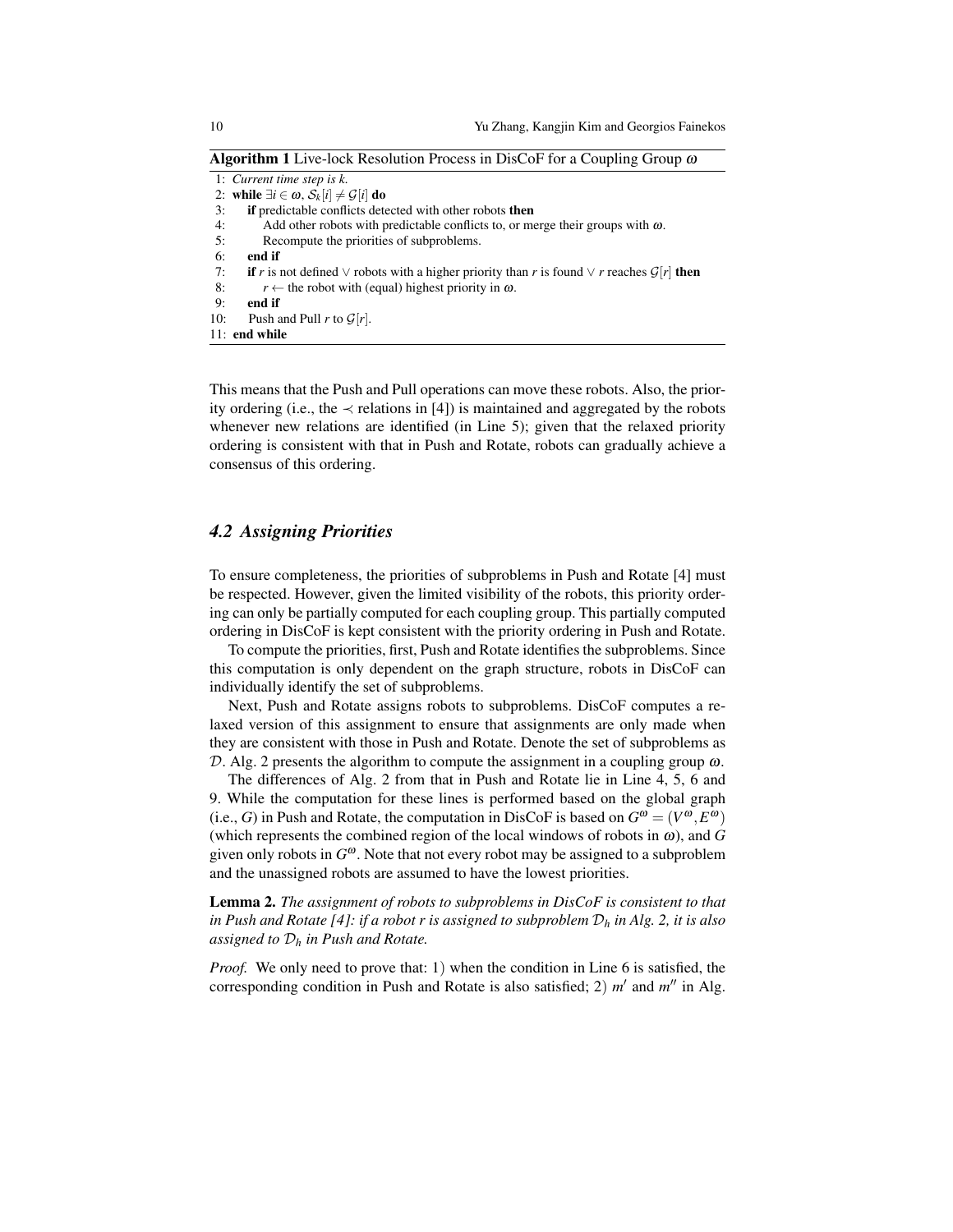**Algorithm 1** Live-lock Resolution Process in DisCoF for a Coupling Group $\omega$

```
1: Current time step is k.
2: while ∃i ∈ ω, S_k[i] ≠ G[i] do
3:    if predictable conflicts detected with other robots then
4:       Add other robots with predictable conflicts to, or merge their groups with ω.
5:       Recompute the priorities of subproblems.
6:    end if
7:    if r is not defined ∨ robots with a higher priority than r is found ∨ r reaches G[r] then
8:       r ← the robot with (equal) highest priority in ω.
9:    end if
10:   Push and Pull r to G[r].
11: end while
```

This means that the Push and Pull operations can move these robots. Also, the priority ordering (i.e., the $\prec$ relations in [4]) is maintained and aggregated by the robots whenever new relations are identified (in Line 5); given that the relaxed priority ordering is consistent with that in Push and Rotate, robots can gradually achieve a consensus of this ordering.

### 4.2 Assigning Priorities

To ensure completeness, the priorities of subproblems in Push and Rotate [4] must be respected. However, given the limited visibility of the robots, this priority ordering can only be partially computed for each coupling group. This partially computed ordering in DisCoF is kept consistent with the priority ordering in Push and Rotate.

To compute the priorities, first, Push and Rotate identifies the subproblems. Since this computation is only dependent on the graph structure, robots in DisCoF can individually identify the set of subproblems.

Next, Push and Rotate assigns robots to subproblems. DisCoF computes a relaxed version of this assignment to ensure that assignments are only made when they are consistent with those in Push and Rotate. Denote the set of subproblems as $\mathcal{D}$. Alg. 2 presents the algorithm to compute the assignment in a coupling group $\omega$.

The differences of Alg. 2 from that in Push and Rotate lie in Line 4, 5, 6 and 9. While the computation for these lines is performed based on the global graph (i.e., $G$) in Push and Rotate, the computation in DisCoF is based on $G^{\omega} = (V^{\omega}, E^{\omega})$ (which represents the combined region of the local windows of robots in $\omega$), and $G$ given only robots in $G^{\omega}$. Note that not every robot may be assigned to a subproblem and the unassigned robots are assumed to have the lowest priorities.

**Lemma 2.** *The assignment of robots to subproblems in DisCoF is consistent to that in Push and Rotate [4]: if a robot r is assigned to subproblem $\mathcal{D}_h$ in Alg. 2, it is also assigned to $\mathcal{D}_h$ in Push and Rotate.*

*Proof.* We only need to prove that: 1) when the condition in Line 6 is satisfied, the corresponding condition in Push and Rotate is also satisfied; 2) $m'$ and $m''$ in Alg.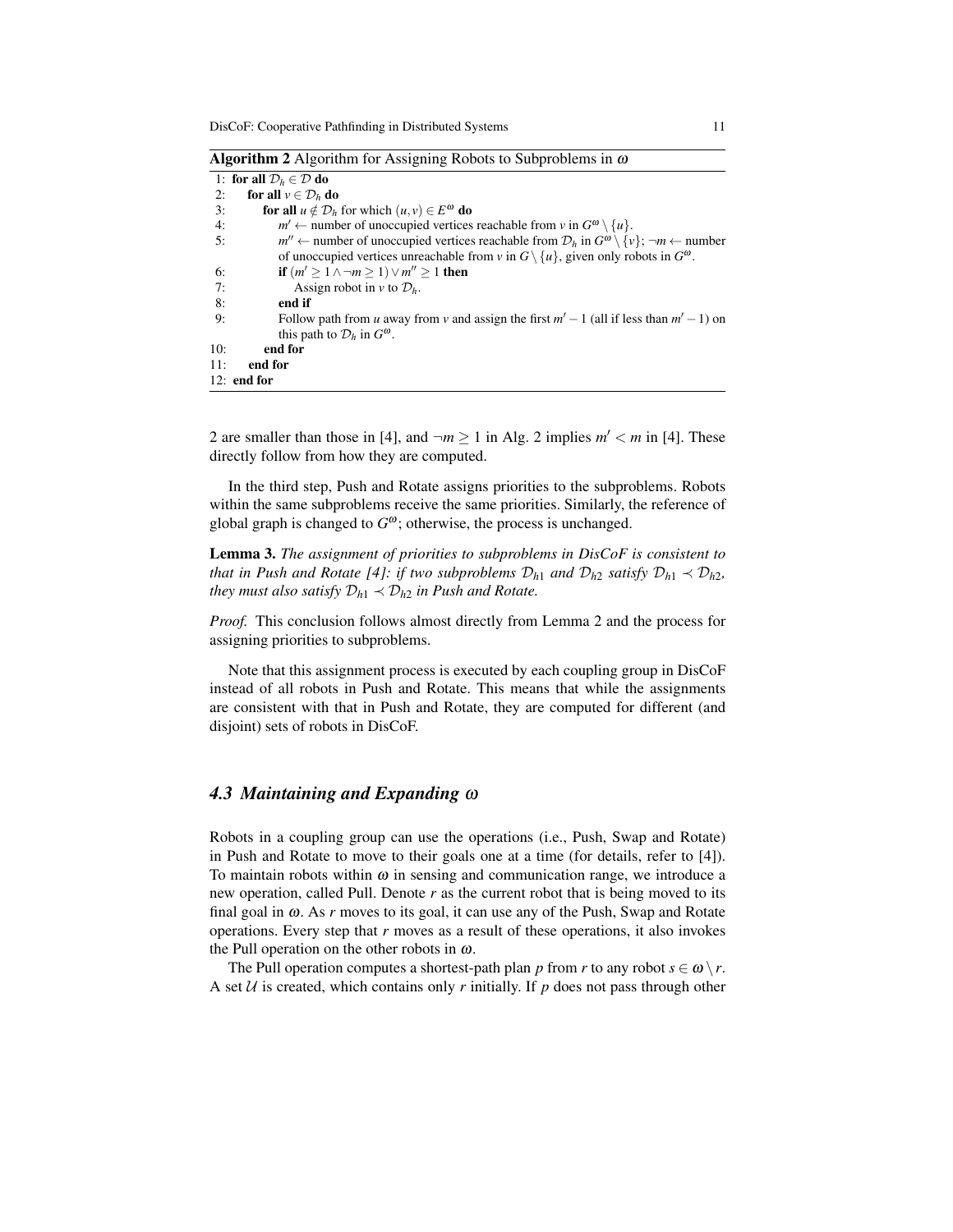**Algorithm 2** Algorithm for Assigning Robots to Subproblems in $\omega$

```
1: for all D_h ∈ D do
2:    for all v ∈ D_h do
3:       for all u ∉ D_h for which (u,v) ∈ E^ω do
4:          m' ← number of unoccupied vertices reachable from v in G^ω \ {u}.
5:          m'' ← number of unoccupied vertices reachable from D_h in G^ω \ {v}; ¬m ← number
            of unoccupied vertices unreachable from v in G \ {u}, given only robots in G^ω.
6:          if (m' ≥ 1 ∧ ¬m ≥ 1) ∨ m'' ≥ 1 then
7:             Assign robot in v to D_h.
8:          end if
9:          Follow path from u away from v and assign the first m' − 1 (all if less than m' − 1) on
            this path to D_h in G^ω.
10:      end for
11:   end for
12: end for
```

2 are smaller than those in [4], and $\neg m \geq 1$ in Alg. 2 implies $m' < m$ in [4]. These directly follow from how they are computed.

In the third step, Push and Rotate assigns priorities to the subproblems. Robots within the same subproblems receive the same priorities. Similarly, the reference of global graph is changed to $G^{\omega}$; otherwise, the process is unchanged.

**Lemma 3.** *The assignment of priorities to subproblems in DisCoF is consistent to that in Push and Rotate [4]: if two subproblems $\mathcal{D}_{h1}$ and $\mathcal{D}_{h2}$ satisfy $\mathcal{D}_{h1} \prec \mathcal{D}_{h2}$, they must also satisfy $\mathcal{D}_{h1} \prec \mathcal{D}_{h2}$ in Push and Rotate.*

*Proof.* This conclusion follows almost directly from Lemma 2 and the process for assigning priorities to subproblems.

Note that this assignment process is executed by each coupling group in DisCoF instead of all robots in Push and Rotate. This means that while the assignments are consistent with that in Push and Rotate, they are computed for different (and disjoint) sets of robots in DisCoF.

### *4.3 Maintaining and Expanding $\omega$*

Robots in a coupling group can use the operations (i.e., Push, Swap and Rotate) in Push and Rotate to move to their goals one at a time (for details, refer to [4]). To maintain robots within $\omega$ in sensing and communication range, we introduce a new operation, called Pull. Denote $r$ as the current robot that is being moved to its final goal in $\omega$. As $r$ moves to its goal, it can use any of the Push, Swap and Rotate operations. Every step that $r$ moves as a result of these operations, it also invokes the Pull operation on the other robots in $\omega$.

The Pull operation computes a shortest-path plan $p$ from $r$ to any robot $s \in \omega \setminus r$. A set $\mathcal{U}$ is created, which contains only $r$ initially. If $p$ does not pass through other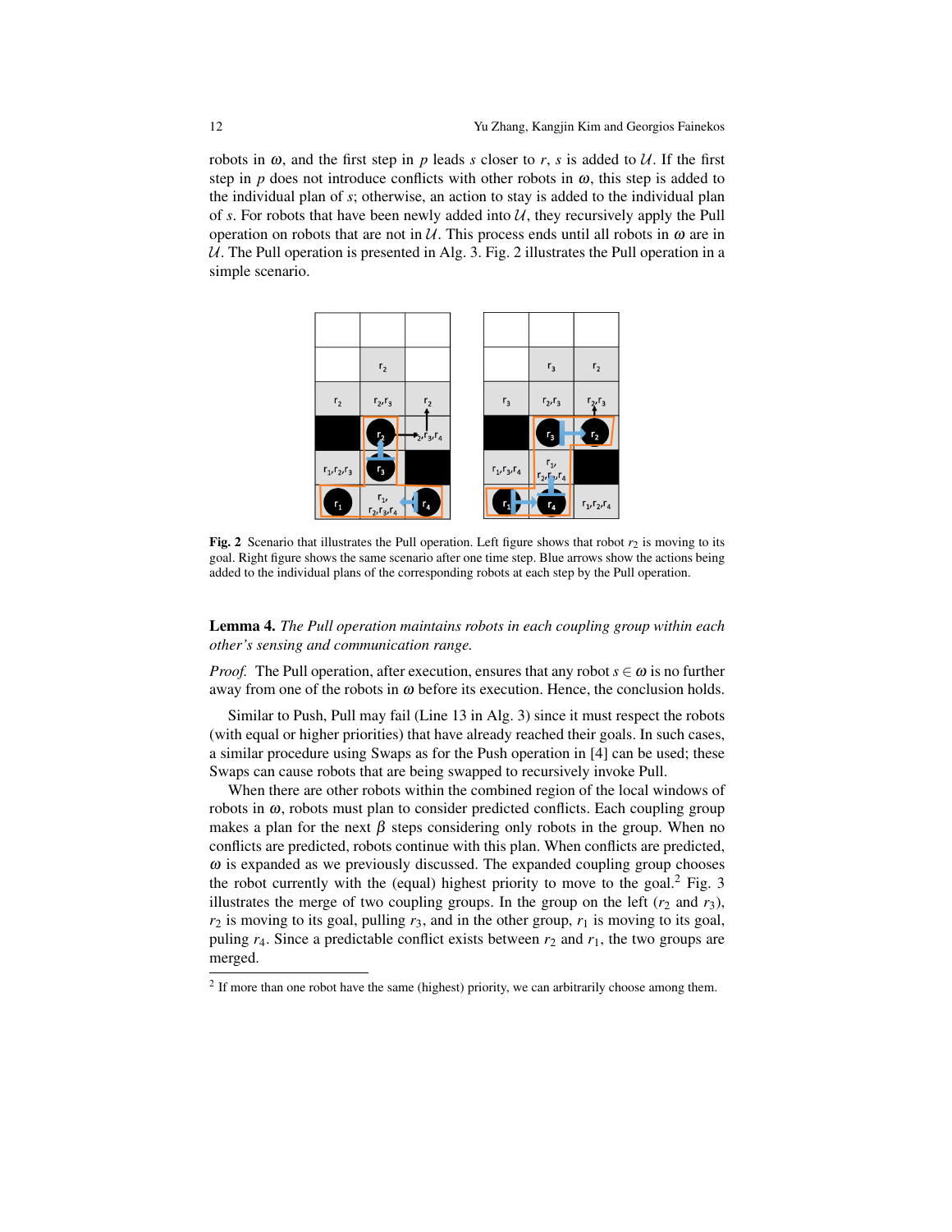robots in $\omega$, and the first step in $p$ leads $s$ closer to $r$, $s$ is added to $\mathcal{U}$. If the first step in $p$ does not introduce conflicts with other robots in $\omega$, this step is added to the individual plan of $s$; otherwise, an action to stay is added to the individual plan of $s$. For robots that have been newly added into $\mathcal{U}$, they recursively apply the Pull operation on robots that are not in $\mathcal{U}$. This process ends until all robots in $\omega$ are in $\mathcal{U}$. The Pull operation is presented in Alg. 3. Fig. 2 illustrates the Pull operation in a simple scenario.

**Fig. 2** Scenario that illustrates the Pull operation. Left figure shows that robot $r_2$ is moving to its goal. Right figure shows the same scenario after one time step. Blue arrows show the actions being added to the individual plans of the corresponding robots at each step by the Pull operation.

**Lemma 4.** *The Pull operation maintains robots in each coupling group within each other's sensing and communication range.*

*Proof.* The Pull operation, after execution, ensures that any robot $s \in \omega$ is no further away from one of the robots in $\omega$ before its execution. Hence, the conclusion holds.

Similar to Push, Pull may fail (Line 13 in Alg. 3) since it must respect the robots (with equal or higher priorities) that have already reached their goals. In such cases, a similar procedure using Swaps as for the Push operation in [4] can be used; these Swaps can cause robots that are being swapped to recursively invoke Pull.

When there are other robots within the combined region of the local windows of robots in $\omega$, robots must plan to consider predicted conflicts. Each coupling group makes a plan for the next $\beta$ steps considering only robots in the group. When no conflicts are predicted, robots continue with this plan. When conflicts are predicted, $\omega$ is expanded as we previously discussed. The expanded coupling group chooses the robot currently with the (equal) highest priority to move to the goal.[2] Fig. 3 illustrates the merge of two coupling groups. In the group on the left ($r_2$ and $r_3$), $r_2$ is moving to its goal, pulling $r_3$, and in the other group, $r_1$ is moving to its goal, puling $r_4$. Since a predictable conflict exists between $r_2$ and $r_1$, the two groups are merged.

[2] If more than one robot have the same (highest) priority, we can arbitrarily choose among them.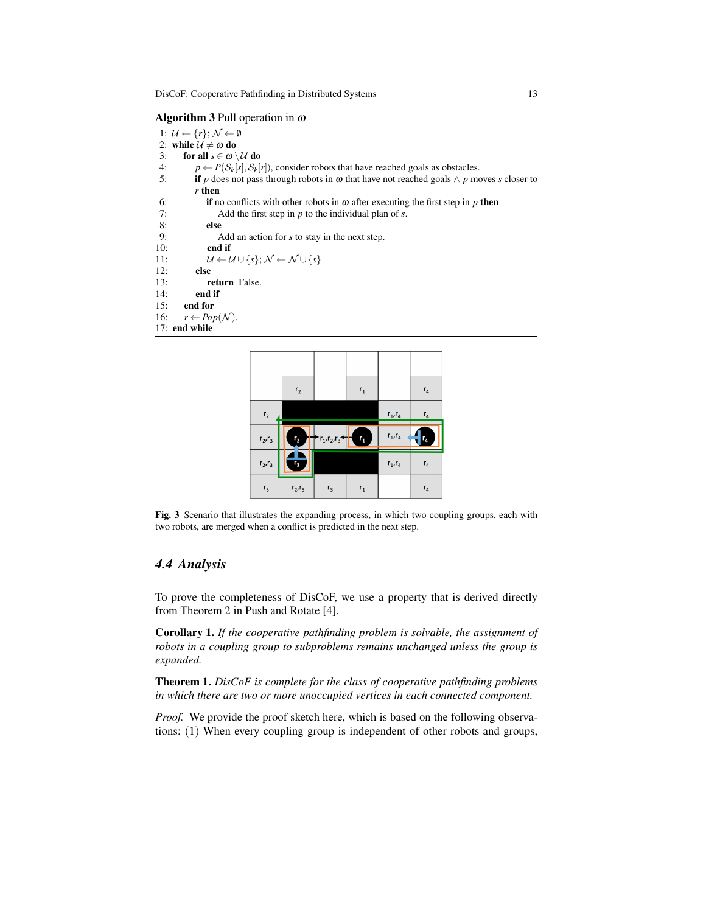**Algorithm 3** Pull operation in $\omega$

```
1: U ← {r}; N ← ∅
2: while U ≠ ω do
3:    for all s ∈ ω \ U do
4:       p ← P(S_k[s], S_k[r]), consider robots that have reached goals as obstacles.
5:       if p does not pass through robots in ω that have not reached goals ∧ p moves s closer to
         r then
6:          if no conflicts with other robots in ω after executing the first step in p then
7:             Add the first step in p to the individual plan of s.
8:          else
9:             Add an action for s to stay in the next step.
10:         end if
11:         U ← U ∪ {s}; N ← N ∪ {s}
12:      else
13:         return False.
14:      end if
15:   end for
16:   r ← Pop(N).
17: end while
```

Fig. 3 Scenario that illustrates the expanding process, in which two coupling groups, each with two robots, are merged when a conflict is predicted in the next step.

## 4.4 Analysis

To prove the completeness of DisCoF, we use a property that is derived directly from Theorem 2 in Push and Rotate [4].

**Corollary 1.** *If the cooperative pathfinding problem is solvable, the assignment of robots in a coupling group to subproblems remains unchanged unless the group is expanded.*

**Theorem 1.** *DisCoF is complete for the class of cooperative pathfinding problems in which there are two or more unoccupied vertices in each connected component.*

*Proof.* We provide the proof sketch here, which is based on the following observations: (1) When every coupling group is independent of other robots and groups,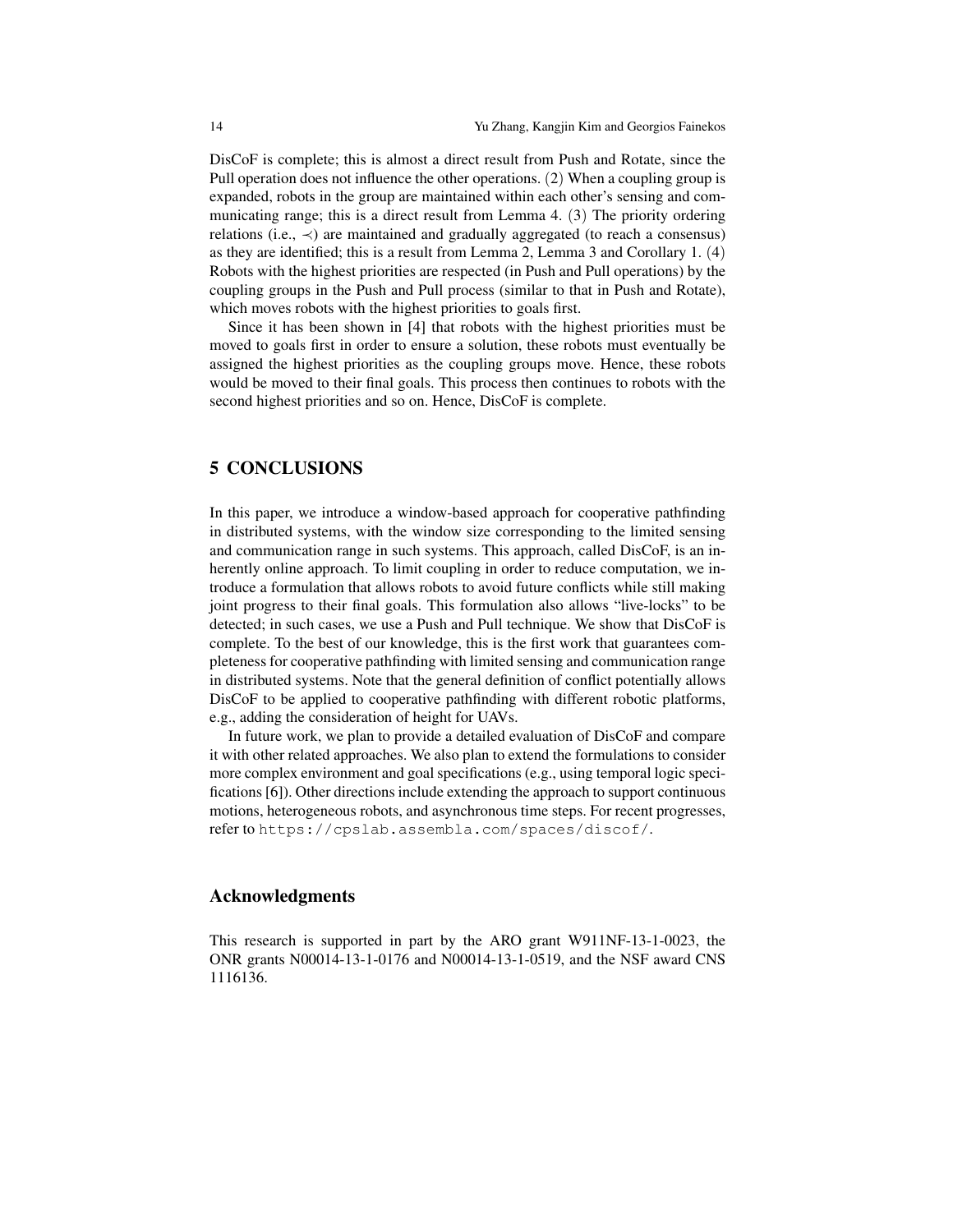DisCoF is complete; this is almost a direct result from Push and Rotate, since the Pull operation does not influence the other operations. (2) When a coupling group is expanded, robots in the group are maintained within each other's sensing and communicating range; this is a direct result from Lemma 4. (3) The priority ordering relations (i.e., $\prec$) are maintained and gradually aggregated (to reach a consensus) as they are identified; this is a result from Lemma 2, Lemma 3 and Corollary 1. (4) Robots with the highest priorities are respected (in Push and Pull operations) by the coupling groups in the Push and Pull process (similar to that in Push and Rotate), which moves robots with the highest priorities to goals first.

Since it has been shown in [4] that robots with the highest priorities must be moved to goals first in order to ensure a solution, these robots must eventually be assigned the highest priorities as the coupling groups move. Hence, these robots would be moved to their final goals. This process then continues to robots with the second highest priorities and so on. Hence, DisCoF is complete.

## 5 CONCLUSIONS

In this paper, we introduce a window-based approach for cooperative pathfinding in distributed systems, with the window size corresponding to the limited sensing and communication range in such systems. This approach, called DisCoF, is an inherently online approach. To limit coupling in order to reduce computation, we introduce a formulation that allows robots to avoid future conflicts while still making joint progress to their final goals. This formulation also allows "live-locks" to be detected; in such cases, we use a Push and Pull technique. We show that DisCoF is complete. To the best of our knowledge, this is the first work that guarantees completeness for cooperative pathfinding with limited sensing and communication range in distributed systems. Note that the general definition of conflict potentially allows DisCoF to be applied to cooperative pathfinding with different robotic platforms, e.g., adding the consideration of height for UAVs.

In future work, we plan to provide a detailed evaluation of DisCoF and compare it with other related approaches. We also plan to extend the formulations to consider more complex environment and goal specifications (e.g., using temporal logic specifications [6]). Other directions include extending the approach to support continuous motions, heterogeneous robots, and asynchronous time steps. For recent progresses, refer to `https://cpslab.assembla.com/spaces/discof/`.

## Acknowledgments

This research is supported in part by the ARO grant W911NF-13-1-0023, the ONR grants N00014-13-1-0176 and N00014-13-1-0519, and the NSF award CNS 1116136.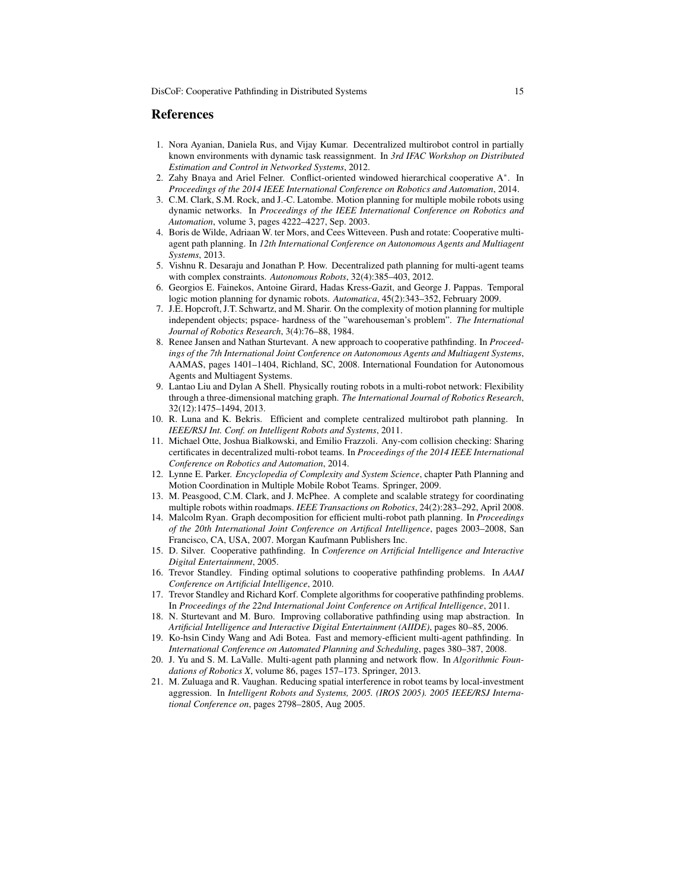## References

1. Nora Ayanian, Daniela Rus, and Vijay Kumar. Decentralized multirobot control in partially known environments with dynamic task reassignment. In *3rd IFAC Workshop on Distributed Estimation and Control in Networked Systems*, 2012.
2. Zahy Bnaya and Ariel Felner. Conflict-oriented windowed hierarchical cooperative A$^*$. In *Proceedings of the 2014 IEEE International Conference on Robotics and Automation*, 2014.
3. C.M. Clark, S.M. Rock, and J.-C. Latombe. Motion planning for multiple mobile robots using dynamic networks. In *Proceedings of the IEEE International Conference on Robotics and Automation*, volume 3, pages 4222–4227, Sep. 2003.
4. Boris de Wilde, Adriaan W. ter Mors, and Cees Witteveen. Push and rotate: Cooperative multi-agent path planning. In *12th International Conference on Autonomous Agents and Multiagent Systems*, 2013.
5. Vishnu R. Desaraju and Jonathan P. How. Decentralized path planning for multi-agent teams with complex constraints. *Autonomous Robots*, 32(4):385–403, 2012.
6. Georgios E. Fainekos, Antoine Girard, Hadas Kress-Gazit, and George J. Pappas. Temporal logic motion planning for dynamic robots. *Automatica*, 45(2):343–352, February 2009.
7. J.E. Hopcroft, J.T. Schwartz, and M. Sharir. On the complexity of motion planning for multiple independent objects; pspace- hardness of the "warehouseman's problem". *The International Journal of Robotics Research*, 3(4):76–88, 1984.
8. Renee Jansen and Nathan Sturtevant. A new approach to cooperative pathfinding. In *Proceedings of the 7th International Joint Conference on Autonomous Agents and Multiagent Systems*, AAMAS, pages 1401–1404, Richland, SC, 2008. International Foundation for Autonomous Agents and Multiagent Systems.
9. Lantao Liu and Dylan A Shell. Physically routing robots in a multi-robot network: Flexibility through a three-dimensional matching graph. *The International Journal of Robotics Research*, 32(12):1475–1494, 2013.
10. R. Luna and K. Bekris. Efficient and complete centralized multirobot path planning. In *IEEE/RSJ Int. Conf. on Intelligent Robots and Systems*, 2011.
11. Michael Otte, Joshua Bialkowski, and Emilio Frazzoli. Any-com collision checking: Sharing certificates in decentralized multi-robot teams. In *Proceedings of the 2014 IEEE International Conference on Robotics and Automation*, 2014.
12. Lynne E. Parker. *Encyclopedia of Complexity and System Science*, chapter Path Planning and Motion Coordination in Multiple Mobile Robot Teams. Springer, 2009.
13. M. Peasgood, C.M. Clark, and J. McPhee. A complete and scalable strategy for coordinating multiple robots within roadmaps. *IEEE Transactions on Robotics*, 24(2):283–292, April 2008.
14. Malcolm Ryan. Graph decomposition for efficient multi-robot path planning. In *Proceedings of the 20th International Joint Conference on Artifical Intelligence*, pages 2003–2008, San Francisco, CA, USA, 2007. Morgan Kaufmann Publishers Inc.
15. D. Silver. Cooperative pathfinding. In *Conference on Artificial Intelligence and Interactive Digital Entertainment*, 2005.
16. Trevor Standley. Finding optimal solutions to cooperative pathfinding problems. In *AAAI Conference on Artificial Intelligence*, 2010.
17. Trevor Standley and Richard Korf. Complete algorithms for cooperative pathfinding problems. In *Proceedings of the 22nd International Joint Conference on Artifical Intelligence*, 2011.
18. N. Sturtevant and M. Buro. Improving collaborative pathfinding using map abstraction. In *Artificial Intelligence and Interactive Digital Entertainment (AIIDE)*, pages 80–85, 2006.
19. Ko-hsin Cindy Wang and Adi Botea. Fast and memory-efficient multi-agent pathfinding. In *International Conference on Automated Planning and Scheduling*, pages 380–387, 2008.
20. J. Yu and S. M. LaValle. Multi-agent path planning and network flow. In *Algorithmic Foundations of Robotics X*, volume 86, pages 157–173. Springer, 2013.
21. M. Zuluaga and R. Vaughan. Reducing spatial interference in robot teams by local-investment aggression. In *Intelligent Robots and Systems, 2005. (IROS 2005). 2005 IEEE/RSJ International Conference on*, pages 2798–2805, Aug 2005.